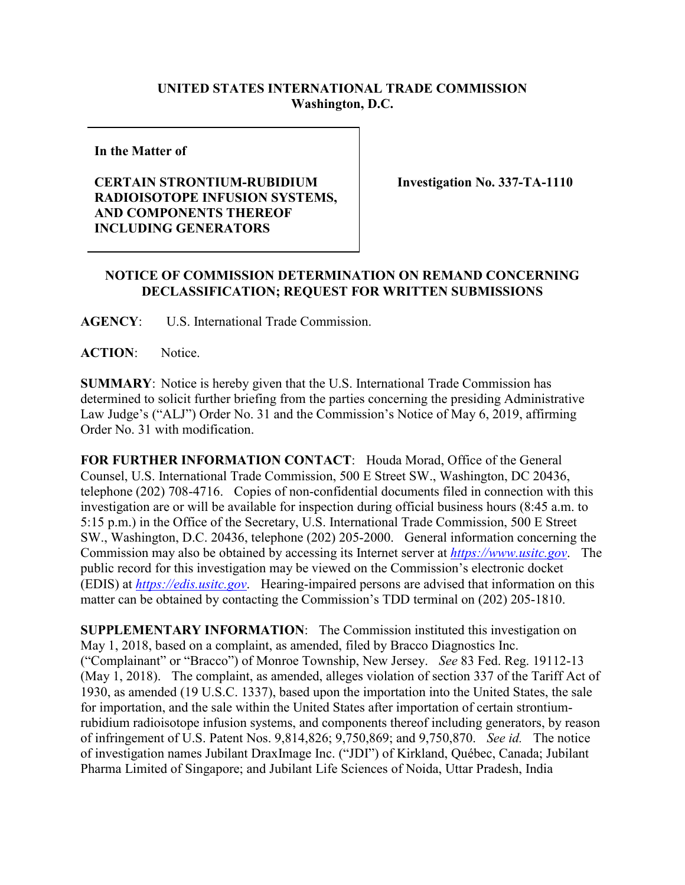**UNITED STATES INTERNATIONAL TRADE COMMISSION**
**Washington, D.C.**

| | |
|---|---|
| **In the Matter of**<br><br>**CERTAIN STRONTIUM-RUBIDIUM RADIOISOTOPE INFUSION SYSTEMS, AND COMPONENTS THEREOF INCLUDING GENERATORS** | **Investigation No. 337-TA-1110** |

**NOTICE OF COMMISSION DETERMINATION ON REMAND CONCERNING DECLASSIFICATION; REQUEST FOR WRITTEN SUBMISSIONS**

**AGENCY**: U.S. International Trade Commission.

**ACTION**: Notice.

**SUMMARY**: Notice is hereby given that the U.S. International Trade Commission has determined to solicit further briefing from the parties concerning the presiding Administrative Law Judge's ("ALJ") Order No. 31 and the Commission's Notice of May 6, 2019, affirming Order No. 31 with modification.

**FOR FURTHER INFORMATION CONTACT**: Houda Morad, Office of the General Counsel, U.S. International Trade Commission, 500 E Street SW., Washington, DC 20436, telephone (202) 708-4716. Copies of non-confidential documents filed in connection with this investigation are or will be available for inspection during official business hours (8:45 a.m. to 5:15 p.m.) in the Office of the Secretary, U.S. International Trade Commission, 500 E Street SW., Washington, D.C. 20436, telephone (202) 205-2000. General information concerning the Commission may also be obtained by accessing its Internet server at *https://www.usitc.gov*. The public record for this investigation may be viewed on the Commission's electronic docket (EDIS) at *https://edis.usitc.gov*. Hearing-impaired persons are advised that information on this matter can be obtained by contacting the Commission's TDD terminal on (202) 205-1810.

**SUPPLEMENTARY INFORMATION**: The Commission instituted this investigation on May 1, 2018, based on a complaint, as amended, filed by Bracco Diagnostics Inc. ("Complainant" or "Bracco") of Monroe Township, New Jersey. *See* 83 Fed. Reg. 19112-13 (May 1, 2018). The complaint, as amended, alleges violation of section 337 of the Tariff Act of 1930, as amended (19 U.S.C. 1337), based upon the importation into the United States, the sale for importation, and the sale within the United States after importation of certain strontium-rubidium radioisotope infusion systems, and components thereof including generators, by reason of infringement of U.S. Patent Nos. 9,814,826; 9,750,869; and 9,750,870. *See id.* The notice of investigation names Jubilant DraxImage Inc. ("JDI") of Kirkland, Québec, Canada; Jubilant Pharma Limited of Singapore; and Jubilant Life Sciences of Noida, Uttar Pradesh, India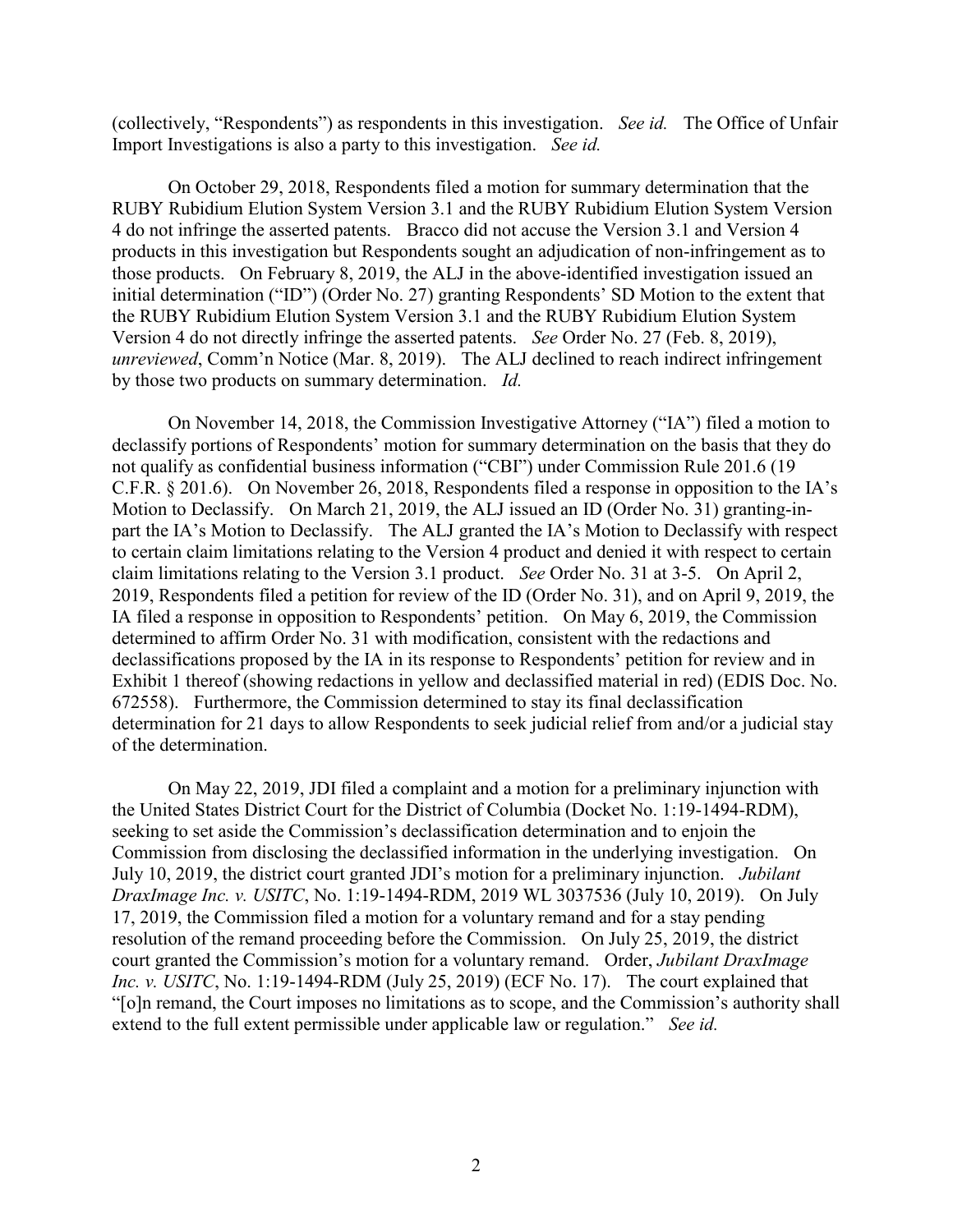(collectively, "Respondents") as respondents in this investigation. *See id.* The Office of Unfair Import Investigations is also a party to this investigation. *See id.*

On October 29, 2018, Respondents filed a motion for summary determination that the RUBY Rubidium Elution System Version 3.1 and the RUBY Rubidium Elution System Version 4 do not infringe the asserted patents. Bracco did not accuse the Version 3.1 and Version 4 products in this investigation but Respondents sought an adjudication of non-infringement as to those products. On February 8, 2019, the ALJ in the above-identified investigation issued an initial determination ("ID") (Order No. 27) granting Respondents' SD Motion to the extent that the RUBY Rubidium Elution System Version 3.1 and the RUBY Rubidium Elution System Version 4 do not directly infringe the asserted patents. *See* Order No. 27 (Feb. 8, 2019), *unreviewed*, Comm'n Notice (Mar. 8, 2019). The ALJ declined to reach indirect infringement by those two products on summary determination. *Id.*

On November 14, 2018, the Commission Investigative Attorney ("IA") filed a motion to declassify portions of Respondents' motion for summary determination on the basis that they do not qualify as confidential business information ("CBI") under Commission Rule 201.6 (19 C.F.R. § 201.6). On November 26, 2018, Respondents filed a response in opposition to the IA's Motion to Declassify. On March 21, 2019, the ALJ issued an ID (Order No. 31) granting-in-part the IA's Motion to Declassify. The ALJ granted the IA's Motion to Declassify with respect to certain claim limitations relating to the Version 4 product and denied it with respect to certain claim limitations relating to the Version 3.1 product. *See* Order No. 31 at 3-5. On April 2, 2019, Respondents filed a petition for review of the ID (Order No. 31), and on April 9, 2019, the IA filed a response in opposition to Respondents' petition. On May 6, 2019, the Commission determined to affirm Order No. 31 with modification, consistent with the redactions and declassifications proposed by the IA in its response to Respondents' petition for review and in Exhibit 1 thereof (showing redactions in yellow and declassified material in red) (EDIS Doc. No. 672558). Furthermore, the Commission determined to stay its final declassification determination for 21 days to allow Respondents to seek judicial relief from and/or a judicial stay of the determination.

On May 22, 2019, JDI filed a complaint and a motion for a preliminary injunction with the United States District Court for the District of Columbia (Docket No. 1:19-1494-RDM), seeking to set aside the Commission's declassification determination and to enjoin the Commission from disclosing the declassified information in the underlying investigation. On July 10, 2019, the district court granted JDI's motion for a preliminary injunction. *Jubilant DraxImage Inc. v. USITC*, No. 1:19-1494-RDM, 2019 WL 3037536 (July 10, 2019). On July 17, 2019, the Commission filed a motion for a voluntary remand and for a stay pending resolution of the remand proceeding before the Commission. On July 25, 2019, the district court granted the Commission's motion for a voluntary remand. Order, *Jubilant DraxImage Inc. v. USITC*, No. 1:19-1494-RDM (July 25, 2019) (ECF No. 17). The court explained that "[o]n remand, the Court imposes no limitations as to scope, and the Commission's authority shall extend to the full extent permissible under applicable law or regulation." *See id.*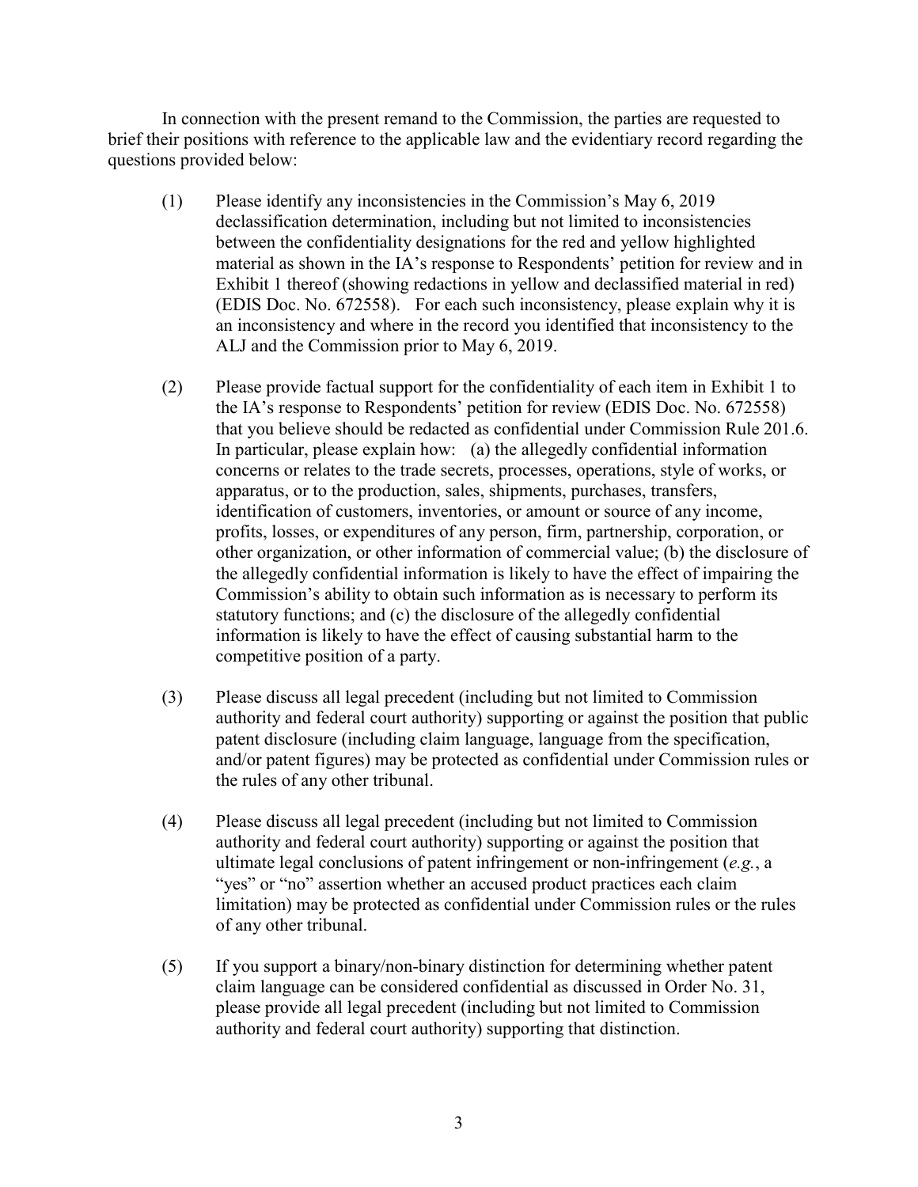In connection with the present remand to the Commission, the parties are requested to brief their positions with reference to the applicable law and the evidentiary record regarding the questions provided below:

(1) Please identify any inconsistencies in the Commission's May 6, 2019 declassification determination, including but not limited to inconsistencies between the confidentiality designations for the red and yellow highlighted material as shown in the IA's response to Respondents' petition for review and in Exhibit 1 thereof (showing redactions in yellow and declassified material in red) (EDIS Doc. No. 672558). For each such inconsistency, please explain why it is an inconsistency and where in the record you identified that inconsistency to the ALJ and the Commission prior to May 6, 2019.

(2) Please provide factual support for the confidentiality of each item in Exhibit 1 to the IA's response to Respondents' petition for review (EDIS Doc. No. 672558) that you believe should be redacted as confidential under Commission Rule 201.6. In particular, please explain how: (a) the allegedly confidential information concerns or relates to the trade secrets, processes, operations, style of works, or apparatus, or to the production, sales, shipments, purchases, transfers, identification of customers, inventories, or amount or source of any income, profits, losses, or expenditures of any person, firm, partnership, corporation, or other organization, or other information of commercial value; (b) the disclosure of the allegedly confidential information is likely to have the effect of impairing the Commission's ability to obtain such information as is necessary to perform its statutory functions; and (c) the disclosure of the allegedly confidential information is likely to have the effect of causing substantial harm to the competitive position of a party.

(3) Please discuss all legal precedent (including but not limited to Commission authority and federal court authority) supporting or against the position that public patent disclosure (including claim language, language from the specification, and/or patent figures) may be protected as confidential under Commission rules or the rules of any other tribunal.

(4) Please discuss all legal precedent (including but not limited to Commission authority and federal court authority) supporting or against the position that ultimate legal conclusions of patent infringement or non-infringement (*e.g.*, a "yes" or "no" assertion whether an accused product practices each claim limitation) may be protected as confidential under Commission rules or the rules of any other tribunal.

(5) If you support a binary/non-binary distinction for determining whether patent claim language can be considered confidential as discussed in Order No. 31, please provide all legal precedent (including but not limited to Commission authority and federal court authority) supporting that distinction.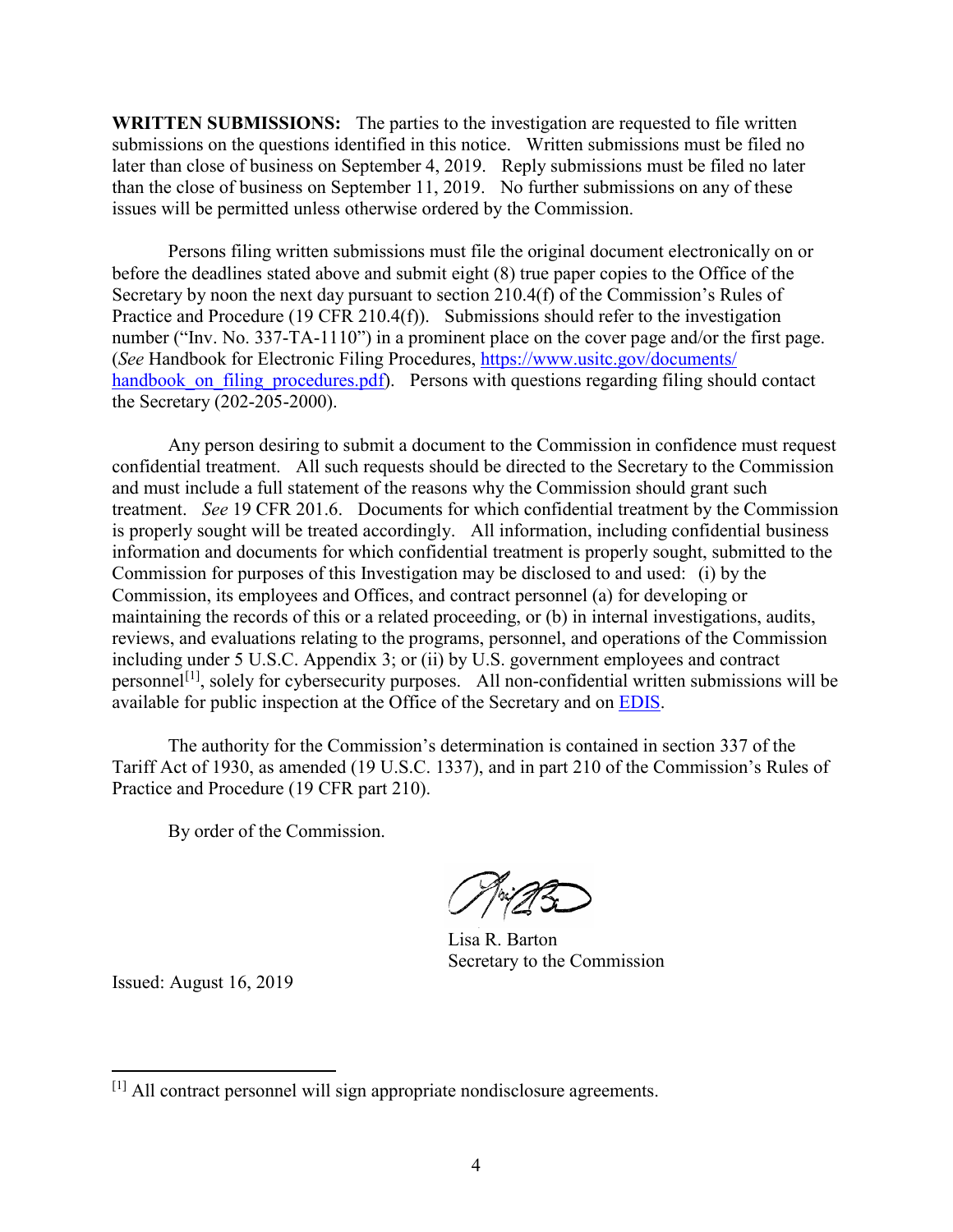**WRITTEN SUBMISSIONS:** The parties to the investigation are requested to file written submissions on the questions identified in this notice. Written submissions must be filed no later than close of business on September 4, 2019. Reply submissions must be filed no later than the close of business on September 11, 2019. No further submissions on any of these issues will be permitted unless otherwise ordered by the Commission.

Persons filing written submissions must file the original document electronically on or before the deadlines stated above and submit eight (8) true paper copies to the Office of the Secretary by noon the next day pursuant to section 210.4(f) of the Commission's Rules of Practice and Procedure (19 CFR 210.4(f)). Submissions should refer to the investigation number ("Inv. No. 337-TA-1110") in a prominent place on the cover page and/or the first page. (*See* Handbook for Electronic Filing Procedures, https://www.usitc.gov/documents/handbook_on_filing_procedures.pdf). Persons with questions regarding filing should contact the Secretary (202-205-2000).

Any person desiring to submit a document to the Commission in confidence must request confidential treatment. All such requests should be directed to the Secretary to the Commission and must include a full statement of the reasons why the Commission should grant such treatment. *See* 19 CFR 201.6. Documents for which confidential treatment by the Commission is properly sought will be treated accordingly. All information, including confidential business information and documents for which confidential treatment is properly sought, submitted to the Commission for purposes of this Investigation may be disclosed to and used: (i) by the Commission, its employees and Offices, and contract personnel (a) for developing or maintaining the records of this or a related proceeding, or (b) in internal investigations, audits, reviews, and evaluations relating to the programs, personnel, and operations of the Commission including under 5 U.S.C. Appendix 3; or (ii) by U.S. government employees and contract personnel[1], solely for cybersecurity purposes. All non-confidential written submissions will be available for public inspection at the Office of the Secretary and on EDIS.

The authority for the Commission's determination is contained in section 337 of the Tariff Act of 1930, as amended (19 U.S.C. 1337), and in part 210 of the Commission's Rules of Practice and Procedure (19 CFR part 210).

By order of the Commission.

Lisa R. Barton
Secretary to the Commission

Issued: August 16, 2019

---

[1] All contract personnel will sign appropriate nondisclosure agreements.